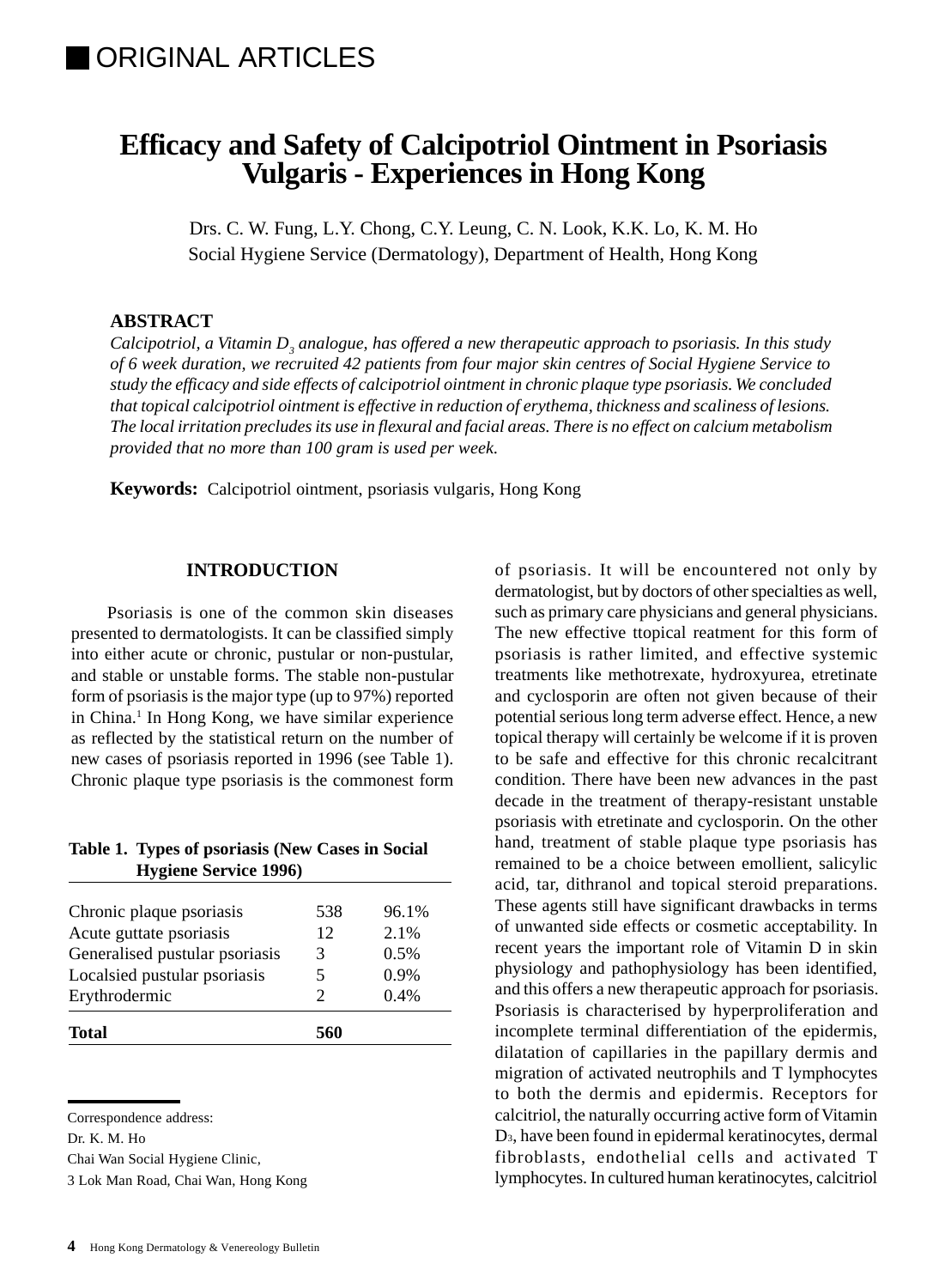ORIGINAL ARTICLES

# Efficacy and Safety of Calcipotriol Ointment in Psoriasis Vulgaris - Experiences in Hong Kong

Drs. C. W. Fung, L.Y. Chong, C.Y. Leung, C. N. Look, K.K. Lo, K. M. Ho
Social Hygiene Service (Dermatology), Department of Health, Hong Kong

## ABSTRACT

*Calcipotriol, a Vitamin $D_3$ analogue, has offered a new therapeutic approach to psoriasis. In this study of 6 week duration, we recruited 42 patients from four major skin centres of Social Hygiene Service to study the efficacy and side effects of calcipotriol ointment in chronic plaque type psoriasis. We concluded that topical calcipotriol ointment is effective in reduction of erythema, thickness and scaliness of lesions. The local irritation precludes its use in flexural and facial areas. There is no effect on calcium metabolism provided that no more than 100 gram is used per week.*

**Keywords:** Calcipotriol ointment, psoriasis vulgaris, Hong Kong

## INTRODUCTION

Psoriasis is one of the common skin diseases presented to dermatologists. It can be classified simply into either acute or chronic, pustular or non-pustular, and stable or unstable forms. The stable non-pustular form of psoriasis is the major type (up to 97%) reported in China.[1] In Hong Kong, we have similar experience as reflected by the statistical return on the number of new cases of psoriasis reported in 1996 (see Table 1). Chronic plaque type psoriasis is the commonest form of psoriasis. It will be encountered not only by dermatologist, but by doctors of other specialties as well, such as primary care physicians and general physicians. The new effective ttopical reatment for this form of psoriasis is rather limited, and effective systemic treatments like methotrexate, hydroxyurea, etretinate and cyclosporin are often not given because of their potential serious long term adverse effect. Hence, a new topical therapy will certainly be welcome if it is proven to be safe and effective for this chronic recalcitrant condition. There have been new advances in the past decade in the treatment of therapy-resistant unstable psoriasis with etretinate and cyclosporin. On the other hand, treatment of stable plaque type psoriasis has remained to be a choice between emollient, salicylic acid, tar, dithranol and topical steroid preparations. These agents still have significant drawbacks in terms of unwanted side effects or cosmetic acceptability. In recent years the important role of Vitamin D in skin physiology and pathophysiology has been identified, and this offers a new therapeutic approach for psoriasis. Psoriasis is characterised by hyperproliferation and incomplete terminal differentiation of the epidermis, dilatation of capillaries in the papillary dermis and migration of activated neutrophils and T lymphocytes to both the dermis and epidermis. Receptors for calcitriol, the naturally occurring active form of Vitamin $D_3$, have been found in epidermal keratinocytes, dermal fibroblasts, endothelial cells and activated T lymphocytes. In cultured human keratinocytes, calcitriol

**Table 1. Types of psoriasis (New Cases in Social Hygiene Service 1996)**

| | | |
|---|---|---|
| Chronic plaque psoriasis | 538 | 96.1% |
| Acute guttate psoriasis | 12 | 2.1% |
| Generalised pustular psoriasis | 3 | 0.5% |
| Localsied pustular psoriasis | 5 | 0.9% |
| Erythrodermic | 2 | 0.4% |
| **Total** | **560** | |

Correspondence address:
Dr. K. M. Ho
Chai Wan Social Hygiene Clinic,
3 Lok Man Road, Chai Wan, Hong Kong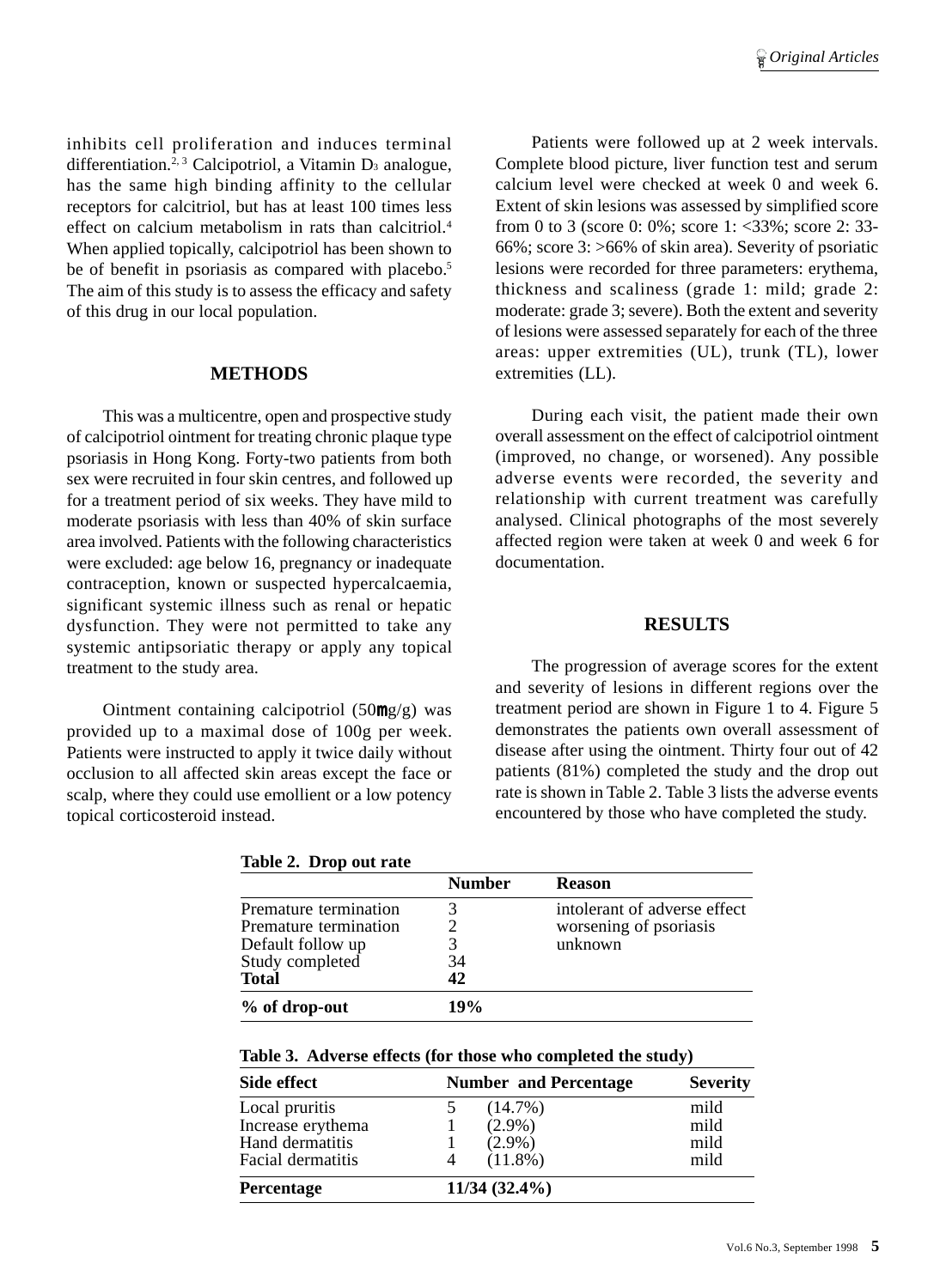inhibits cell proliferation and induces terminal differentiation.[2,3] Calcipotriol, a Vitamin $D_3$ analogue, has the same high binding affinity to the cellular receptors for calcitriol, but has at least 100 times less effect on calcium metabolism in rats than calcitriol.[4] When applied topically, calcipotriol has been shown to be of benefit in psoriasis as compared with placebo.[5] The aim of this study is to assess the efficacy and safety of this drug in our local population.

## METHODS

This was a multicentre, open and prospective study of calcipotriol ointment for treating chronic plaque type psoriasis in Hong Kong. Forty-two patients from both sex were recruited in four skin centres, and followed up for a treatment period of six weeks. They have mild to moderate psoriasis with less than 40% of skin surface area involved. Patients with the following characteristics were excluded: age below 16, pregnancy or inadequate contraception, known or suspected hypercalcaemia, significant systemic illness such as renal or hepatic dysfunction. They were not permitted to take any systemic antipsoriatic therapy or apply any topical treatment to the study area.

Ointment containing calcipotriol (50$\mu$g/g) was provided up to a maximal dose of 100g per week. Patients were instructed to apply it twice daily without occlusion to all affected skin areas except the face or scalp, where they could use emollient or a low potency topical corticosteroid instead.

Patients were followed up at 2 week intervals. Complete blood picture, liver function test and serum calcium level were checked at week 0 and week 6. Extent of skin lesions was assessed by simplified score from 0 to 3 (score 0: 0%; score 1: <33%; score 2: 33-66%; score 3: >66% of skin area). Severity of psoriatic lesions were recorded for three parameters: erythema, thickness and scaliness (grade 1: mild; grade 2: moderate: grade 3; severe). Both the extent and severity of lesions were assessed separately for each of the three areas: upper extremities (UL), trunk (TL), lower extremities (LL).

During each visit, the patient made their own overall assessment on the effect of calcipotriol ointment (improved, no change, or worsened). Any possible adverse events were recorded, the severity and relationship with current treatment was carefully analysed. Clinical photographs of the most severely affected region were taken at week 0 and week 6 for documentation.

## RESULTS

The progression of average scores for the extent and severity of lesions in different regions over the treatment period are shown in Figure 1 to 4. Figure 5 demonstrates the patients own overall assessment of disease after using the ointment. Thirty four out of 42 patients (81%) completed the study and the drop out rate is shown in Table 2. Table 3 lists the adverse events encountered by those who have completed the study.

**Table 2. Drop out rate**

| | Number | Reason |
|---|---|---|
| Premature termination | 3 | intolerant of adverse effect |
| Premature termination | 2 | worsening of psoriasis |
| Default follow up | 3 | unknown |
| Study completed | 34 | |
| **Total** | **42** | |
| **% of drop-out** | **19%** | |

**Table 3. Adverse effects (for those who completed the study)**

| Side effect | Number and Percentage | | Severity |
|---|---|---|---|
| Local pruritis | 5 | (14.7%) | mild |
| Increase erythema | 1 | (2.9%) | mild |
| Hand dermatitis | 1 | (2.9%) | mild |
| Facial dermatitis | 4 | (11.8%) | mild |
| **Percentage** | **11/34 (32.4%)** | | |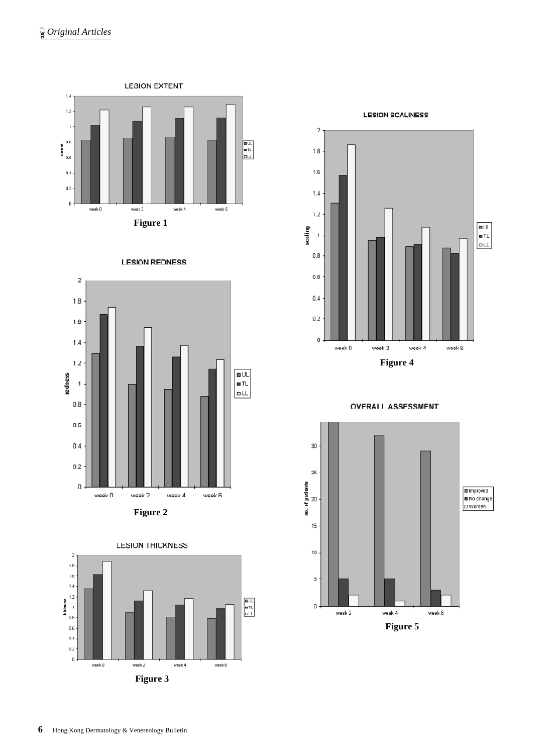LESION EXTENT

Figure 1

LESION REDNESS

Figure 2

LESION THICKNESS

Figure 3

LESION SCALINESS

Figure 4

OVERALL ASSESSMENT

Figure 5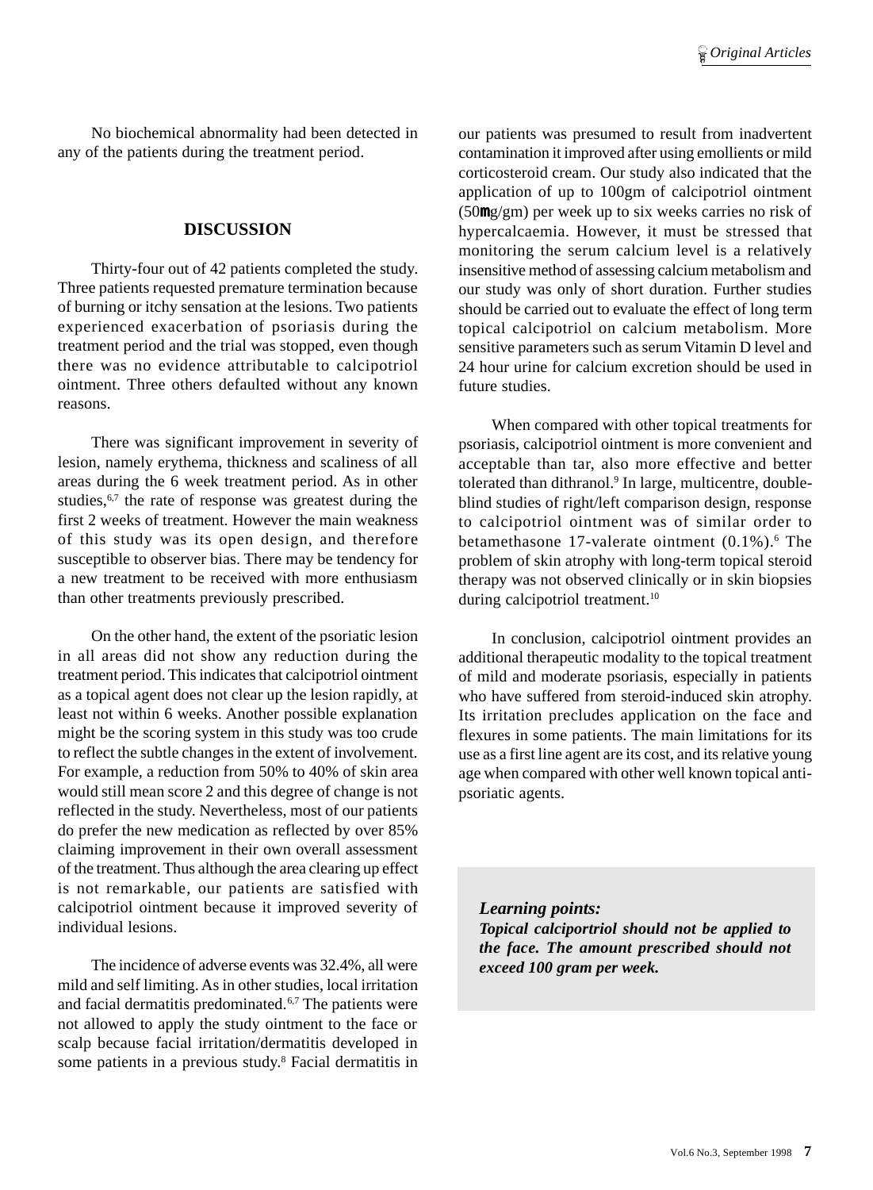No biochemical abnormality had been detected in any of the patients during the treatment period.

## DISCUSSION

Thirty-four out of 42 patients completed the study. Three patients requested premature termination because of burning or itchy sensation at the lesions. Two patients experienced exacerbation of psoriasis during the treatment period and the trial was stopped, even though there was no evidence attributable to calcipotriol ointment. Three others defaulted without any known reasons.

There was significant improvement in severity of lesion, namely erythema, thickness and scaliness of all areas during the 6 week treatment period. As in other studies,[6,7] the rate of response was greatest during the first 2 weeks of treatment. However the main weakness of this study was its open design, and therefore susceptible to observer bias. There may be tendency for a new treatment to be received with more enthusiasm than other treatments previously prescribed.

On the other hand, the extent of the psoriatic lesion in all areas did not show any reduction during the treatment period. This indicates that calcipotriol ointment as a topical agent does not clear up the lesion rapidly, at least not within 6 weeks. Another possible explanation might be the scoring system in this study was too crude to reflect the subtle changes in the extent of involvement. For example, a reduction from 50% to 40% of skin area would still mean score 2 and this degree of change is not reflected in the study. Nevertheless, most of our patients do prefer the new medication as reflected by over 85% claiming improvement in their own overall assessment of the treatment. Thus although the area clearing up effect is not remarkable, our patients are satisfied with calcipotriol ointment because it improved severity of individual lesions.

The incidence of adverse events was 32.4%, all were mild and self limiting. As in other studies, local irritation and facial dermatitis predominated.[6,7] The patients were not allowed to apply the study ointment to the face or scalp because facial irritation/dermatitis developed in some patients in a previous study.[8] Facial dermatitis in our patients was presumed to result from inadvertent contamination it improved after using emollients or mild corticosteroid cream. Our study also indicated that the application of up to 100gm of calcipotriol ointment (50μg/gm) per week up to six weeks carries no risk of hypercalcaemia. However, it must be stressed that monitoring the serum calcium level is a relatively insensitive method of assessing calcium metabolism and our study was only of short duration. Further studies should be carried out to evaluate the effect of long term topical calcipotriol on calcium metabolism. More sensitive parameters such as serum Vitamin D level and 24 hour urine for calcium excretion should be used in future studies.

When compared with other topical treatments for psoriasis, calcipotriol ointment is more convenient and acceptable than tar, also more effective and better tolerated than dithranol.[9] In large, multicentre, double-blind studies of right/left comparison design, response to calcipotriol ointment was of similar order to betamethasone 17-valerate ointment (0.1%).[6] The problem of skin atrophy with long-term topical steroid therapy was not observed clinically or in skin biopsies during calcipotriol treatment.[10]

In conclusion, calcipotriol ointment provides an additional therapeutic modality to the topical treatment of mild and moderate psoriasis, especially in patients who have suffered from steroid-induced skin atrophy. Its irritation precludes application on the face and flexures in some patients. The main limitations for its use as a first line agent are its cost, and its relative young age when compared with other well known topical anti-psoriatic agents.

***Learning points:***
***Topical calciportriol should not be applied to the face. The amount prescribed should not exceed 100 gram per week.***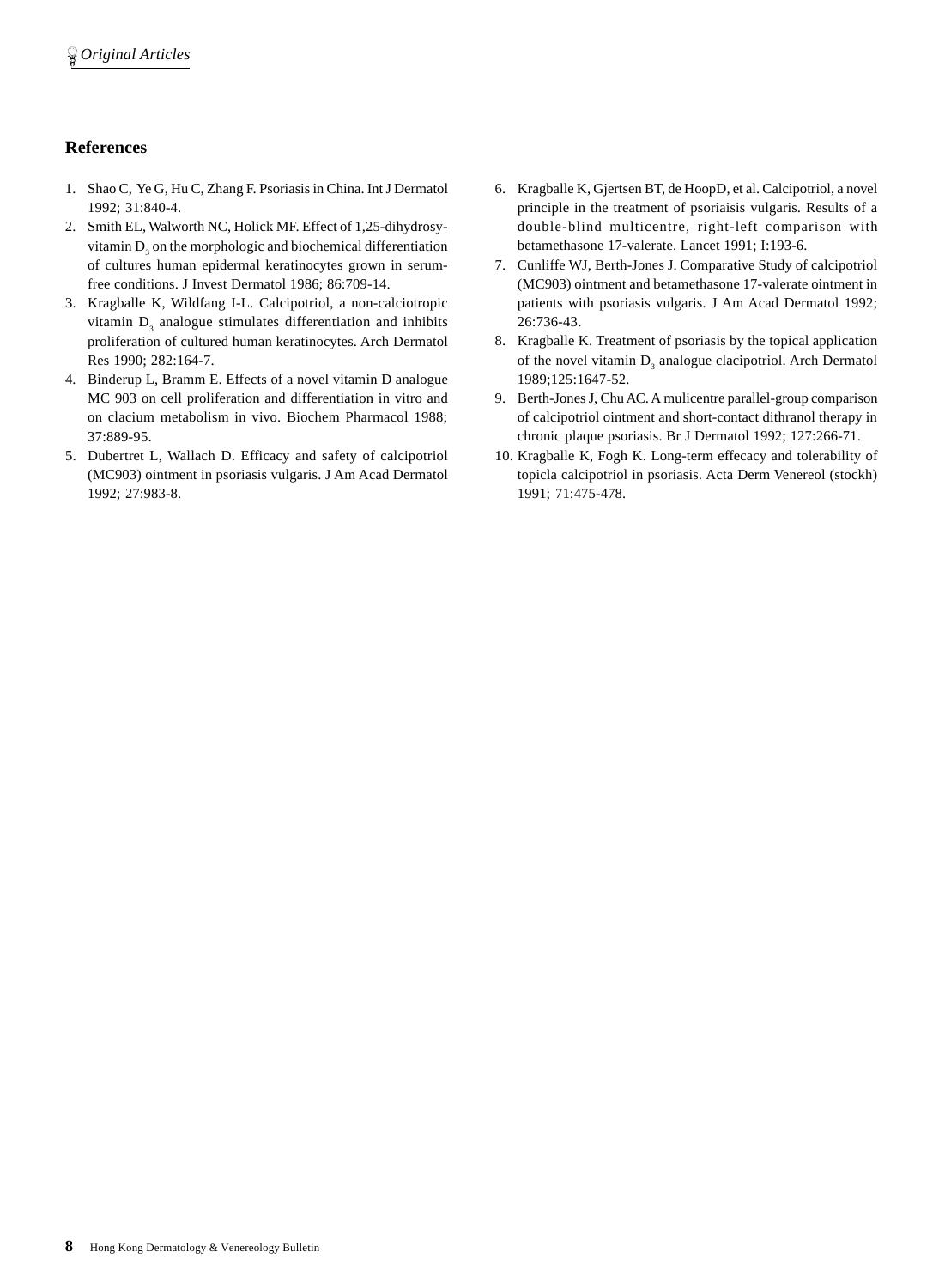## References

1. Shao C, Ye G, Hu C, Zhang F. Psoriasis in China. Int J Dermatol 1992; 31:840-4.
2. Smith EL, Walworth NC, Holick MF. Effect of 1,25-dihydrosy-vitamin $D_3$ on the morphologic and biochemical differentiation of cultures human epidermal keratinocytes grown in serum-free conditions. J Invest Dermatol 1986; 86:709-14.
3. Kragballe K, Wildfang I-L. Calcipotriol, a non-calciotropic vitamin $D_3$ analogue stimulates differentiation and inhibits proliferation of cultured human keratinocytes. Arch Dermatol Res 1990; 282:164-7.
4. Binderup L, Bramm E. Effects of a novel vitamin D analogue MC 903 on cell proliferation and differentiation in vitro and on clacium metabolism in vivo. Biochem Pharmacol 1988; 37:889-95.
5. Dubertret L, Wallach D. Efficacy and safety of calcipotriol (MC903) ointment in psoriasis vulgaris. J Am Acad Dermatol 1992; 27:983-8.
6. Kragballe K, Gjertsen BT, de HoopD, et al. Calcipotriol, a novel principle in the treatment of psoriaisis vulgaris. Results of a double-blind multicentre, right-left comparison with betamethasone 17-valerate. Lancet 1991; I:193-6.
7. Cunliffe WJ, Berth-Jones J. Comparative Study of calcipotriol (MC903) ointment and betamethasone 17-valerate ointment in patients with psoriasis vulgaris. J Am Acad Dermatol 1992; 26:736-43.
8. Kragballe K. Treatment of psoriasis by the topical application of the novel vitamin $D_3$ analogue clacipotriol. Arch Dermatol 1989;125:1647-52.
9. Berth-Jones J, Chu AC. A mulicentre parallel-group comparison of calcipotriol ointment and short-contact dithranol therapy in chronic plaque psoriasis. Br J Dermatol 1992; 127:266-71.
10. Kragballe K, Fogh K. Long-term effecacy and tolerability of topicla calcipotriol in psoriasis. Acta Derm Venereol (stockh) 1991; 71:475-478.